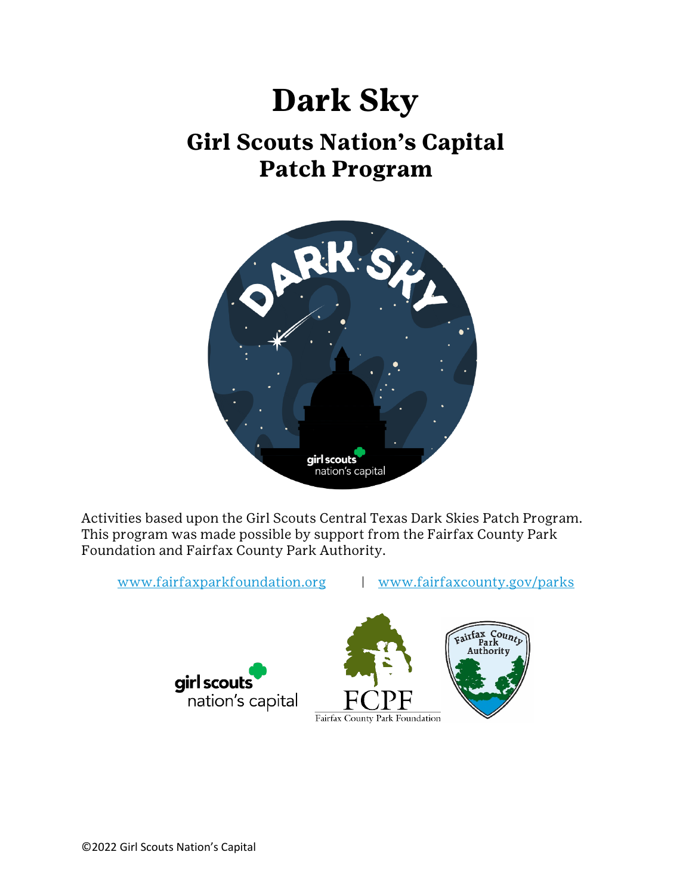# Dark Sky

## Girl Scouts Nation's Capital Patch Program

Activities based upon the Girl Scouts Central Texas Dark Skies Patch Program. This program was made possible by support from the Fairfax County Park Foundation and Fairfax County Park Authority.

www.fairfaxparkfoundation.org | www.fairfaxcounty.gov/parks

©2022 Girl Scouts Nation's Capital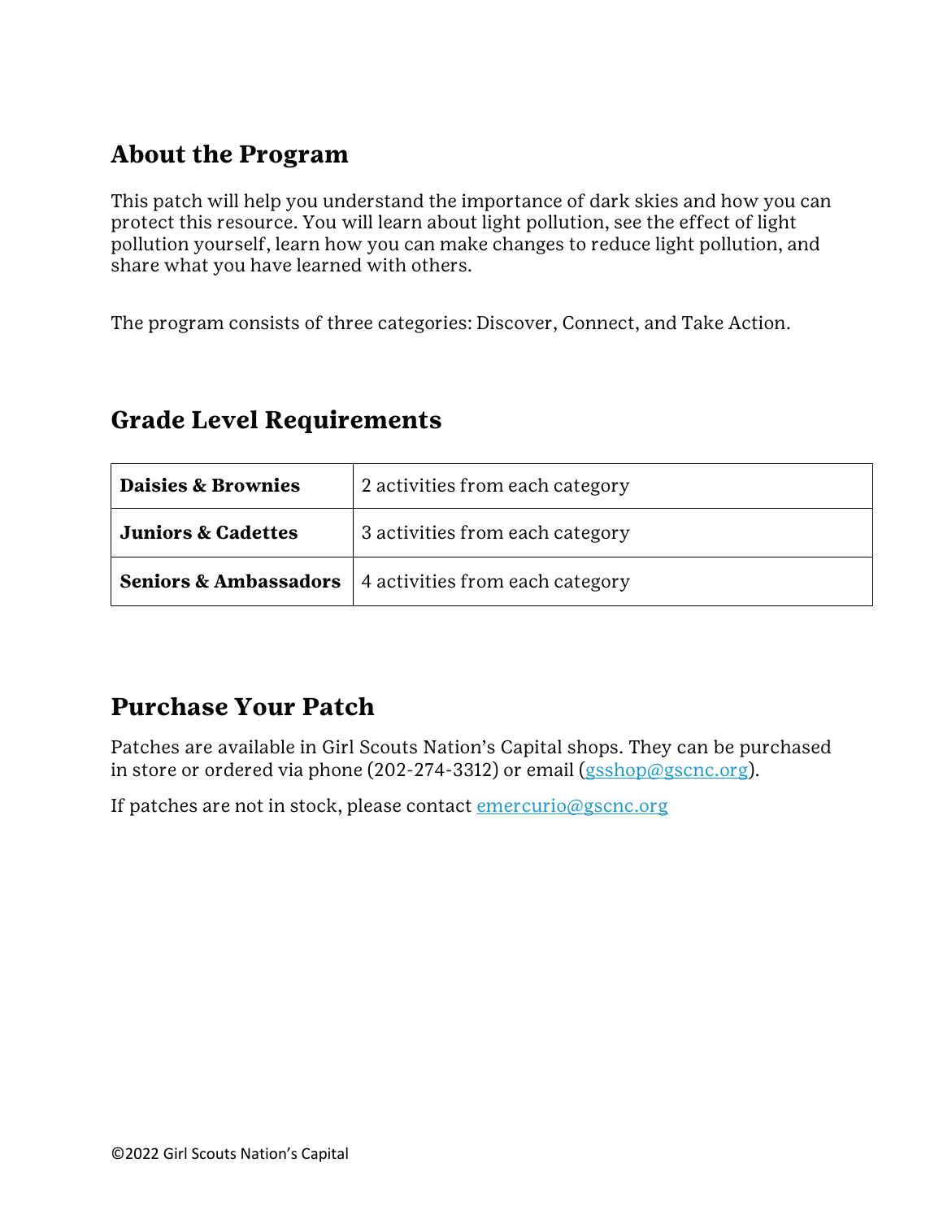## About the Program

This patch will help you understand the importance of dark skies and how you can protect this resource. You will learn about light pollution, see the effect of light pollution yourself, learn how you can make changes to reduce light pollution, and share what you have learned with others.

The program consists of three categories: Discover, Connect, and Take Action.

## Grade Level Requirements

| | |
|---|---|
| **Daisies & Brownies** | 2 activities from each category |
| **Juniors & Cadettes** | 3 activities from each category |
| **Seniors & Ambassadors** | 4 activities from each category |

## Purchase Your Patch

Patches are available in Girl Scouts Nation's Capital shops. They can be purchased in store or ordered via phone (202-274-3312) or email (gsshop@gscnc.org).

If patches are not in stock, please contact emercurio@gscnc.org

©2022 Girl Scouts Nation's Capital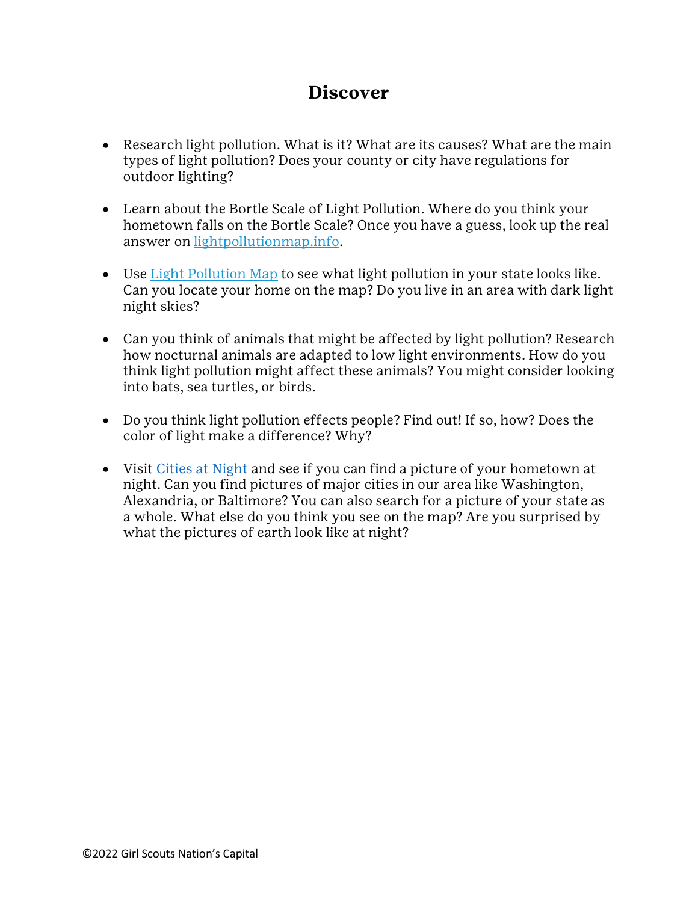# Discover

- Research light pollution. What is it? What are its causes? What are the main types of light pollution? Does your county or city have regulations for outdoor lighting?

- Learn about the Bortle Scale of Light Pollution. Where do you think your hometown falls on the Bortle Scale? Once you have a guess, look up the real answer on lightpollutionmap.info.

- Use Light Pollution Map to see what light pollution in your state looks like. Can you locate your home on the map? Do you live in an area with dark light night skies?

- Can you think of animals that might be affected by light pollution? Research how nocturnal animals are adapted to low light environments. How do you think light pollution might affect these animals? You might consider looking into bats, sea turtles, or birds.

- Do you think light pollution effects people? Find out! If so, how? Does the color of light make a difference? Why?

- Visit Cities at Night and see if you can find a picture of your hometown at night. Can you find pictures of major cities in our area like Washington, Alexandria, or Baltimore? You can also search for a picture of your state as a whole. What else do you think you see on the map? Are you surprised by what the pictures of earth look like at night?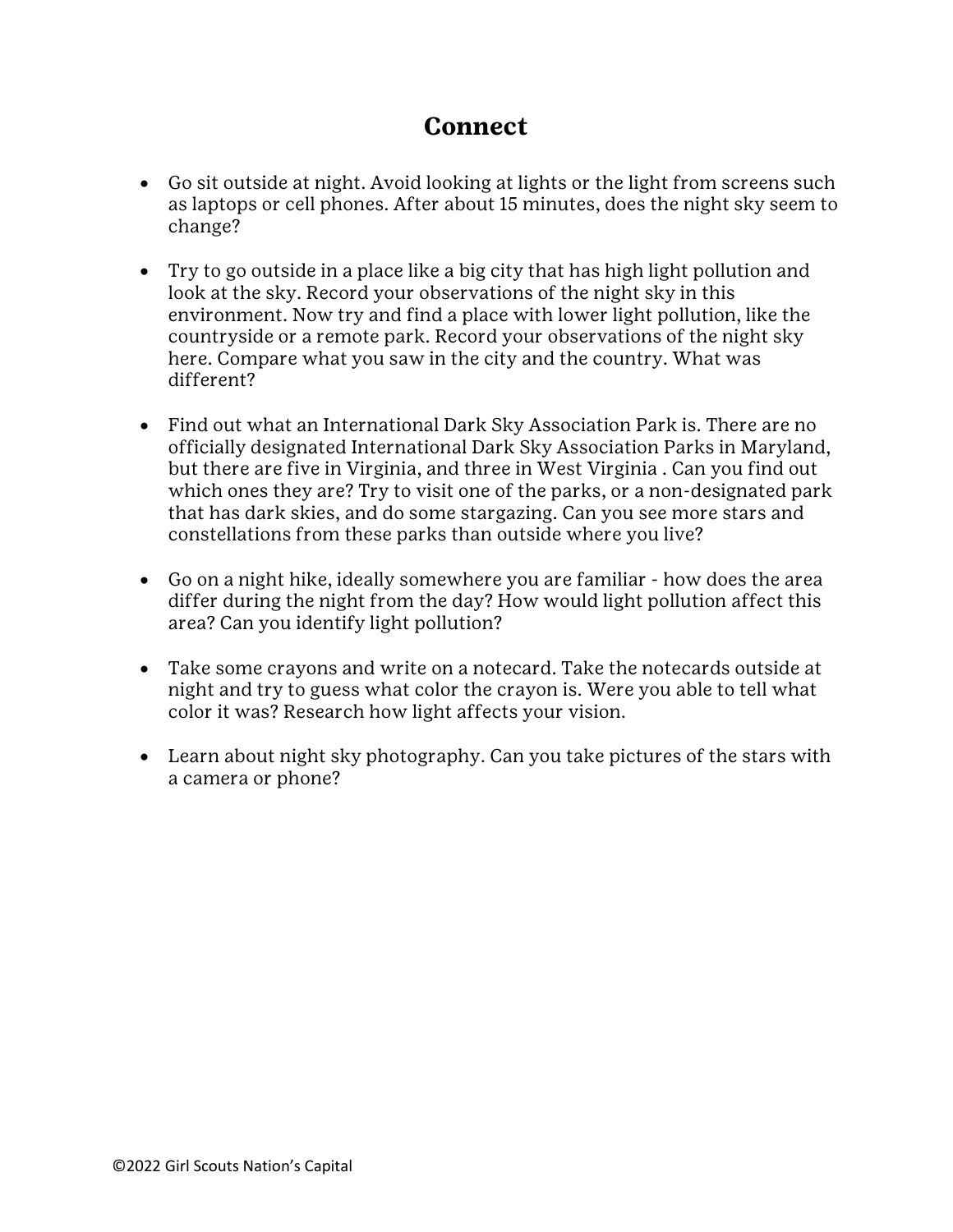# Connect

- Go sit outside at night. Avoid looking at lights or the light from screens such as laptops or cell phones. After about 15 minutes, does the night sky seem to change?

- Try to go outside in a place like a big city that has high light pollution and look at the sky. Record your observations of the night sky in this environment. Now try and find a place with lower light pollution, like the countryside or a remote park. Record your observations of the night sky here. Compare what you saw in the city and the country. What was different?

- Find out what an International Dark Sky Association Park is. There are no officially designated International Dark Sky Association Parks in Maryland, but there are five in Virginia, and three in West Virginia . Can you find out which ones they are? Try to visit one of the parks, or a non-designated park that has dark skies, and do some stargazing. Can you see more stars and constellations from these parks than outside where you live?

- Go on a night hike, ideally somewhere you are familiar - how does the area differ during the night from the day? How would light pollution affect this area? Can you identify light pollution?

- Take some crayons and write on a notecard. Take the notecards outside at night and try to guess what color the crayon is. Were you able to tell what color it was? Research how light affects your vision.

- Learn about night sky photography. Can you take pictures of the stars with a camera or phone?

©2022 Girl Scouts Nation's Capital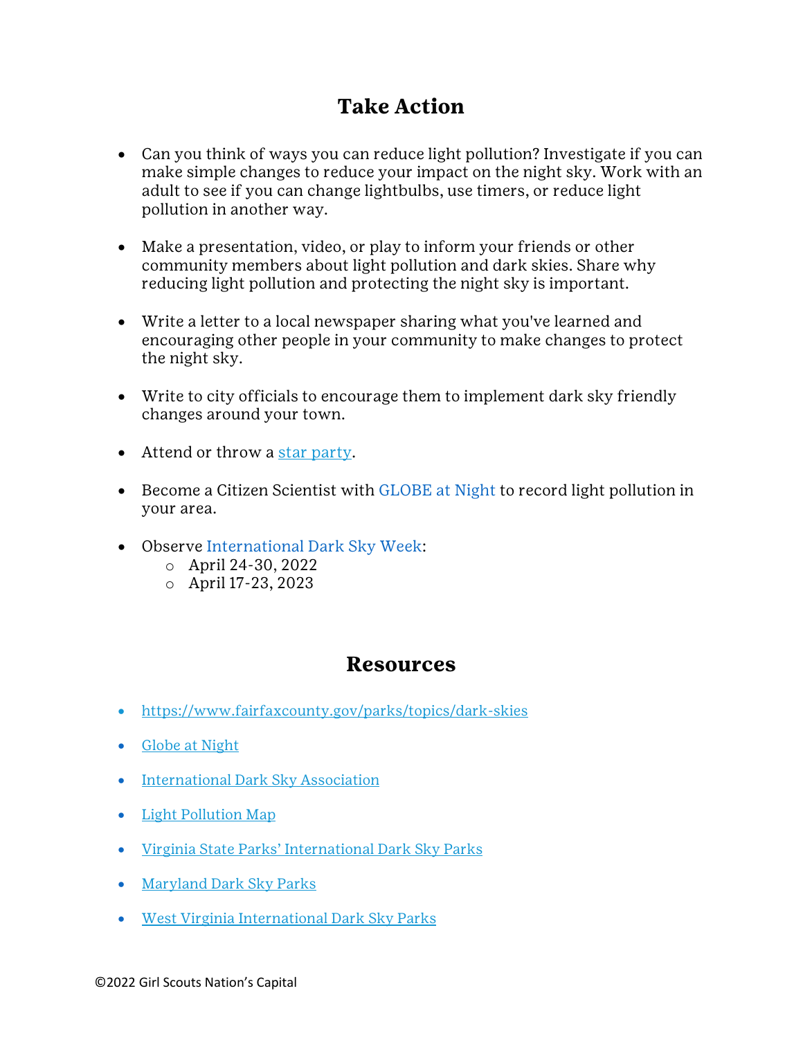## Take Action

- Can you think of ways you can reduce light pollution? Investigate if you can make simple changes to reduce your impact on the night sky. Work with an adult to see if you can change lightbulbs, use timers, or reduce light pollution in another way.
- Make a presentation, video, or play to inform your friends or other community members about light pollution and dark skies. Share why reducing light pollution and protecting the night sky is important.
- Write a letter to a local newspaper sharing what you've learned and encouraging other people in your community to make changes to protect the night sky.
- Write to city officials to encourage them to implement dark sky friendly changes around your town.
- Attend or throw a star party.
- Become a Citizen Scientist with GLOBE at Night to record light pollution in your area.
- Observe International Dark Sky Week:
  - April 24-30, 2022
  - April 17-23, 2023

## Resources

- https://www.fairfaxcounty.gov/parks/topics/dark-skies
- Globe at Night
- International Dark Sky Association
- Light Pollution Map
- Virginia State Parks' International Dark Sky Parks
- Maryland Dark Sky Parks
- West Virginia International Dark Sky Parks

©2022 Girl Scouts Nation's Capital